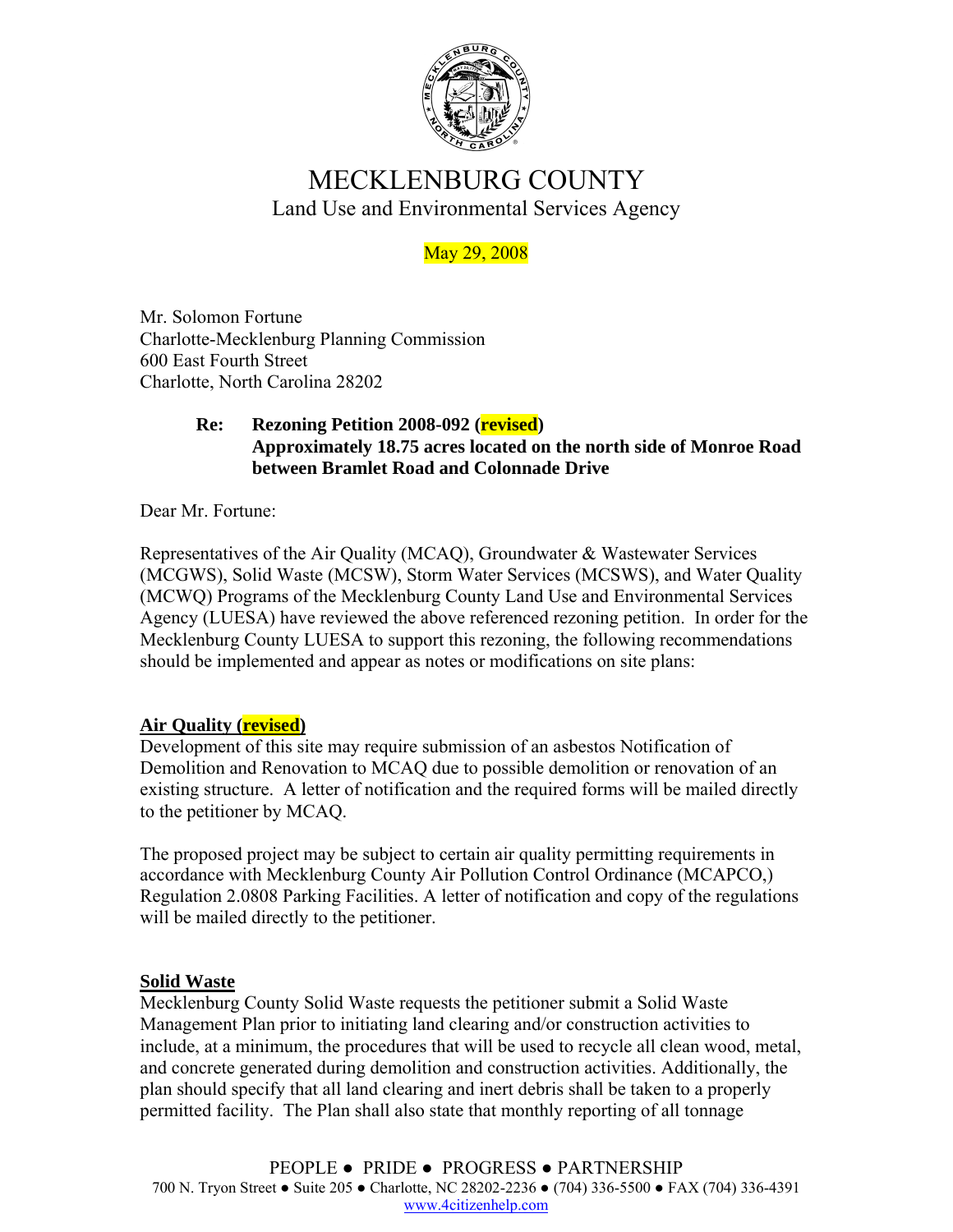# MECKLENBURG COUNTY

Land Use and Environmental Services Agency

May 29, 2008

Mr. Solomon Fortune
Charlotte-Mecklenburg Planning Commission
600 East Fourth Street
Charlotte, North Carolina 28202

**Re: Rezoning Petition 2008-092 (revised)**
**Approximately 18.75 acres located on the north side of Monroe Road between Bramlet Road and Colonnade Drive**

Dear Mr. Fortune:

Representatives of the Air Quality (MCAQ), Groundwater & Wastewater Services (MCGWS), Solid Waste (MCSW), Storm Water Services (MCSWS), and Water Quality (MCWQ) Programs of the Mecklenburg County Land Use and Environmental Services Agency (LUESA) have reviewed the above referenced rezoning petition. In order for the Mecklenburg County LUESA to support this rezoning, the following recommendations should be implemented and appear as notes or modifications on site plans:

**Air Quality (revised)**

Development of this site may require submission of an asbestos Notification of Demolition and Renovation to MCAQ due to possible demolition or renovation of an existing structure. A letter of notification and the required forms will be mailed directly to the petitioner by MCAQ.

The proposed project may be subject to certain air quality permitting requirements in accordance with Mecklenburg County Air Pollution Control Ordinance (MCAPCO,) Regulation 2.0808 Parking Facilities. A letter of notification and copy of the regulations will be mailed directly to the petitioner.

**Solid Waste**

Mecklenburg County Solid Waste requests the petitioner submit a Solid Waste Management Plan prior to initiating land clearing and/or construction activities to include, at a minimum, the procedures that will be used to recycle all clean wood, metal, and concrete generated during demolition and construction activities. Additionally, the plan should specify that all land clearing and inert debris shall be taken to a properly permitted facility. The Plan shall also state that monthly reporting of all tonnage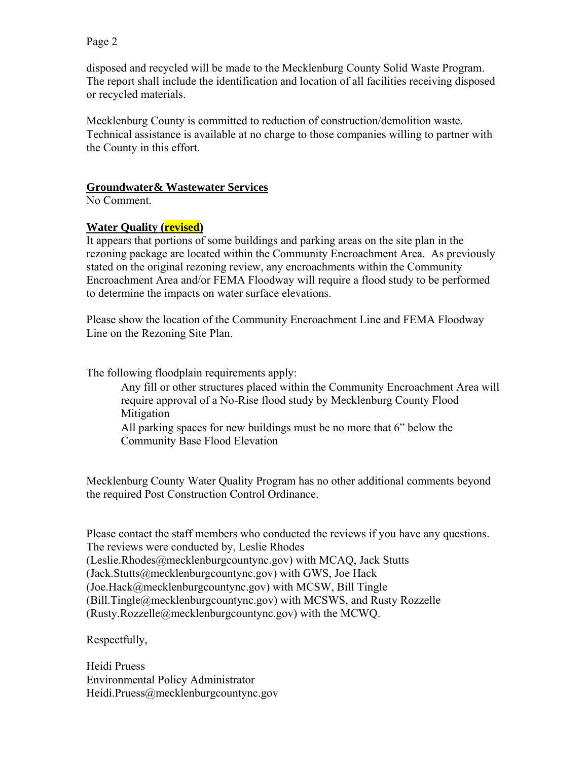disposed and recycled will be made to the Mecklenburg County Solid Waste Program. The report shall include the identification and location of all facilities receiving disposed or recycled materials.

Mecklenburg County is committed to reduction of construction/demolition waste. Technical assistance is available at no charge to those companies willing to partner with the County in this effort.

**Groundwater& Wastewater Services**

No Comment.

**Water Quality (revised)**

It appears that portions of some buildings and parking areas on the site plan in the rezoning package are located within the Community Encroachment Area. As previously stated on the original rezoning review, any encroachments within the Community Encroachment Area and/or FEMA Floodway will require a flood study to be performed to determine the impacts on water surface elevations.

Please show the location of the Community Encroachment Line and FEMA Floodway Line on the Rezoning Site Plan.

The following floodplain requirements apply:

> Any fill or other structures placed within the Community Encroachment Area will require approval of a No-Rise flood study by Mecklenburg County Flood Mitigation
>
> All parking spaces for new buildings must be no more that 6" below the Community Base Flood Elevation

Mecklenburg County Water Quality Program has no other additional comments beyond the required Post Construction Control Ordinance.

Please contact the staff members who conducted the reviews if you have any questions. The reviews were conducted by, Leslie Rhodes (Leslie.Rhodes@mecklenburgcountync.gov) with MCAQ, Jack Stutts (Jack.Stutts@mecklenburgcountync.gov) with GWS, Joe Hack (Joe.Hack@mecklenburgcountync.gov) with MCSW, Bill Tingle (Bill.Tingle@mecklenburgcountync.gov) with MCSWS, and Rusty Rozzelle (Rusty.Rozzelle@mecklenburgcountync.gov) with the MCWQ.

Respectfully,

Heidi Pruess
Environmental Policy Administrator
Heidi.Pruess@mecklenburgcountync.gov